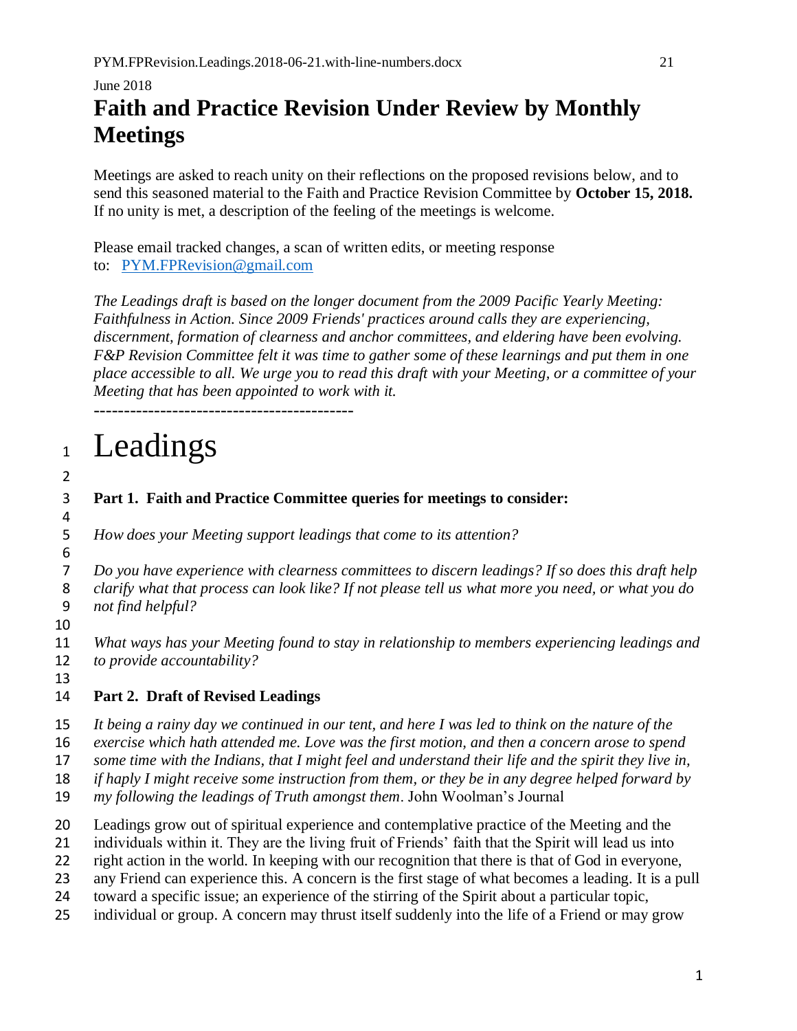June 2018

# Faith and Practice Revision Under Review by Monthly Meetings

Meetings are asked to reach unity on their reflections on the proposed revisions below, and to send this seasoned material to the Faith and Practice Revision Committee by **October 15, 2018.** If no unity is met, a description of the feeling of the meetings is welcome.

Please email tracked changes, a scan of written edits, or meeting response to: PYM.FPRevision@gmail.com

*The Leadings draft is based on the longer document from the 2009 Pacific Yearly Meeting: Faithfulness in Action. Since 2009 Friends' practices around calls they are experiencing, discernment, formation of clearness and anchor committees, and eldering have been evolving. F&P Revision Committee felt it was time to gather some of these learnings and put them in one place accessible to all. We urge you to read this draft with your Meeting, or a committee of your Meeting that has been appointed to work with it.*

-------------------------------------------

# Leadings

**Part 1. Faith and Practice Committee queries for meetings to consider:**

*How does your Meeting support leadings that come to its attention?*

*Do you have experience with clearness committees to discern leadings? If so does this draft help clarify what that process can look like? If not please tell us what more you need, or what you do not find helpful?*

*What ways has your Meeting found to stay in relationship to members experiencing leadings and to provide accountability?*

**Part 2. Draft of Revised Leadings**

*It being a rainy day we continued in our tent, and here I was led to think on the nature of the exercise which hath attended me. Love was the first motion, and then a concern arose to spend some time with the Indians, that I might feel and understand their life and the spirit they live in, if haply I might receive some instruction from them, or they be in any degree helped forward by my following the leadings of Truth amongst them*. John Woolman's Journal

Leadings grow out of spiritual experience and contemplative practice of the Meeting and the individuals within it. They are the living fruit of Friends' faith that the Spirit will lead us into right action in the world. In keeping with our recognition that there is that of God in everyone, any Friend can experience this. A concern is the first stage of what becomes a leading. It is a pull toward a specific issue; an experience of the stirring of the Spirit about a particular topic, individual or group. A concern may thrust itself suddenly into the life of a Friend or may grow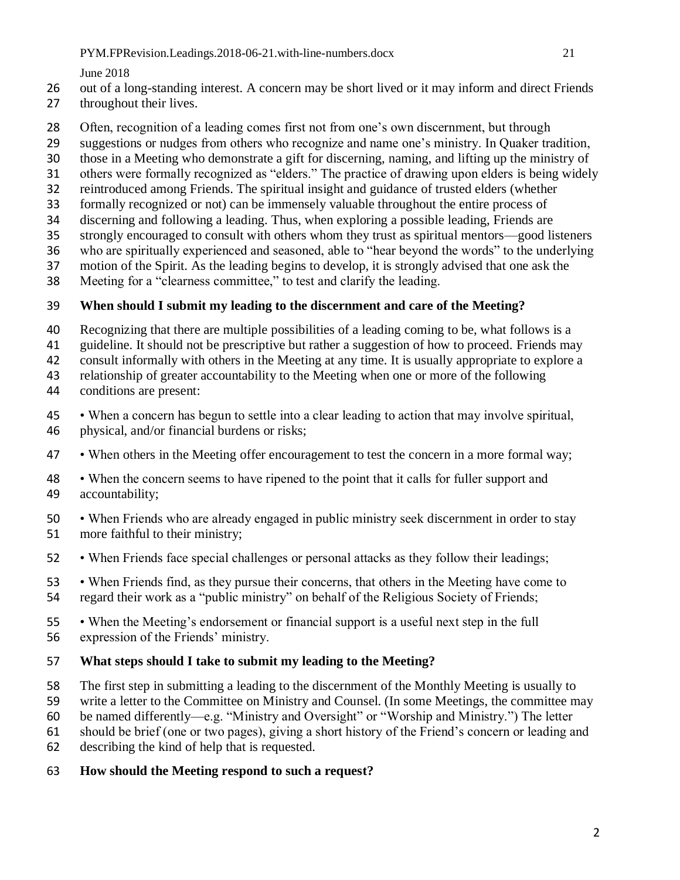out of a long-standing interest. A concern may be short lived or it may inform and direct Friends throughout their lives.

Often, recognition of a leading comes first not from one's own discernment, but through suggestions or nudges from others who recognize and name one's ministry. In Quaker tradition, those in a Meeting who demonstrate a gift for discerning, naming, and lifting up the ministry of others were formally recognized as "elders." The practice of drawing upon elders is being widely reintroduced among Friends. The spiritual insight and guidance of trusted elders (whether formally recognized or not) can be immensely valuable throughout the entire process of discerning and following a leading. Thus, when exploring a possible leading, Friends are strongly encouraged to consult with others whom they trust as spiritual mentors—good listeners who are spiritually experienced and seasoned, able to "hear beyond the words" to the underlying motion of the Spirit. As the leading begins to develop, it is strongly advised that one ask the Meeting for a "clearness committee," to test and clarify the leading.

**When should I submit my leading to the discernment and care of the Meeting?**

Recognizing that there are multiple possibilities of a leading coming to be, what follows is a guideline. It should not be prescriptive but rather a suggestion of how to proceed. Friends may consult informally with others in the Meeting at any time. It is usually appropriate to explore a relationship of greater accountability to the Meeting when one or more of the following conditions are present:

- When a concern has begun to settle into a clear leading to action that may involve spiritual, physical, and/or financial burdens or risks;
- When others in the Meeting offer encouragement to test the concern in a more formal way;
- When the concern seems to have ripened to the point that it calls for fuller support and accountability;
- When Friends who are already engaged in public ministry seek discernment in order to stay more faithful to their ministry;
- When Friends face special challenges or personal attacks as they follow their leadings;
- When Friends find, as they pursue their concerns, that others in the Meeting have come to regard their work as a "public ministry" on behalf of the Religious Society of Friends;
- When the Meeting's endorsement or financial support is a useful next step in the full expression of the Friends' ministry.

**What steps should I take to submit my leading to the Meeting?**

The first step in submitting a leading to the discernment of the Monthly Meeting is usually to write a letter to the Committee on Ministry and Counsel. (In some Meetings, the committee may be named differently—e.g. "Ministry and Oversight" or "Worship and Ministry.") The letter should be brief (one or two pages), giving a short history of the Friend's concern or leading and describing the kind of help that is requested.

**How should the Meeting respond to such a request?**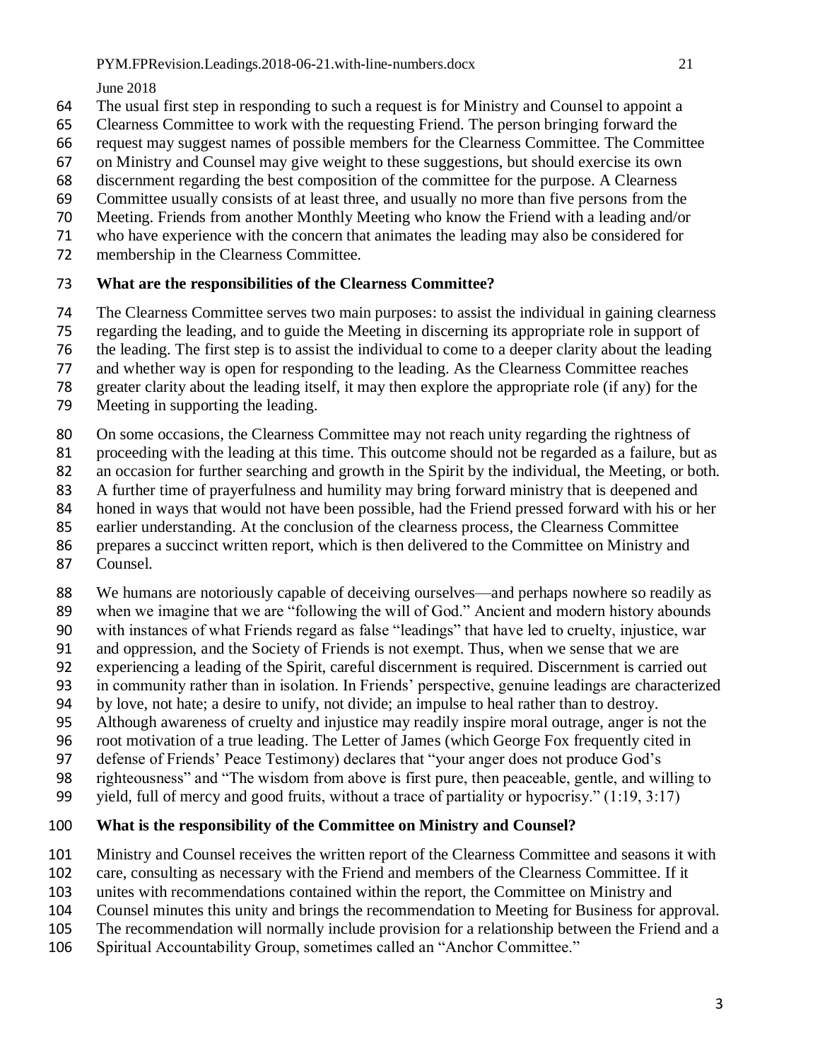The usual first step in responding to such a request is for Ministry and Counsel to appoint a Clearness Committee to work with the requesting Friend. The person bringing forward the request may suggest names of possible members for the Clearness Committee. The Committee on Ministry and Counsel may give weight to these suggestions, but should exercise its own discernment regarding the best composition of the committee for the purpose. A Clearness Committee usually consists of at least three, and usually no more than five persons from the Meeting. Friends from another Monthly Meeting who know the Friend with a leading and/or who have experience with the concern that animates the leading may also be considered for membership in the Clearness Committee.

**What are the responsibilities of the Clearness Committee?**

The Clearness Committee serves two main purposes: to assist the individual in gaining clearness regarding the leading, and to guide the Meeting in discerning its appropriate role in support of the leading. The first step is to assist the individual to come to a deeper clarity about the leading and whether way is open for responding to the leading. As the Clearness Committee reaches greater clarity about the leading itself, it may then explore the appropriate role (if any) for the Meeting in supporting the leading.

On some occasions, the Clearness Committee may not reach unity regarding the rightness of proceeding with the leading at this time. This outcome should not be regarded as a failure, but as an occasion for further searching and growth in the Spirit by the individual, the Meeting, or both. A further time of prayerfulness and humility may bring forward ministry that is deepened and honed in ways that would not have been possible, had the Friend pressed forward with his or her earlier understanding. At the conclusion of the clearness process, the Clearness Committee prepares a succinct written report, which is then delivered to the Committee on Ministry and Counsel.

We humans are notoriously capable of deceiving ourselves—and perhaps nowhere so readily as when we imagine that we are "following the will of God." Ancient and modern history abounds with instances of what Friends regard as false "leadings" that have led to cruelty, injustice, war and oppression, and the Society of Friends is not exempt. Thus, when we sense that we are experiencing a leading of the Spirit, careful discernment is required. Discernment is carried out in community rather than in isolation. In Friends' perspective, genuine leadings are characterized by love, not hate; a desire to unify, not divide; an impulse to heal rather than to destroy. Although awareness of cruelty and injustice may readily inspire moral outrage, anger is not the root motivation of a true leading. The Letter of James (which George Fox frequently cited in defense of Friends' Peace Testimony) declares that "your anger does not produce God's righteousness" and "The wisdom from above is first pure, then peaceable, gentle, and willing to yield, full of mercy and good fruits, without a trace of partiality or hypocrisy." (1:19, 3:17)

**What is the responsibility of the Committee on Ministry and Counsel?**

Ministry and Counsel receives the written report of the Clearness Committee and seasons it with care, consulting as necessary with the Friend and members of the Clearness Committee. If it unites with recommendations contained within the report, the Committee on Ministry and Counsel minutes this unity and brings the recommendation to Meeting for Business for approval. The recommendation will normally include provision for a relationship between the Friend and a Spiritual Accountability Group, sometimes called an "Anchor Committee."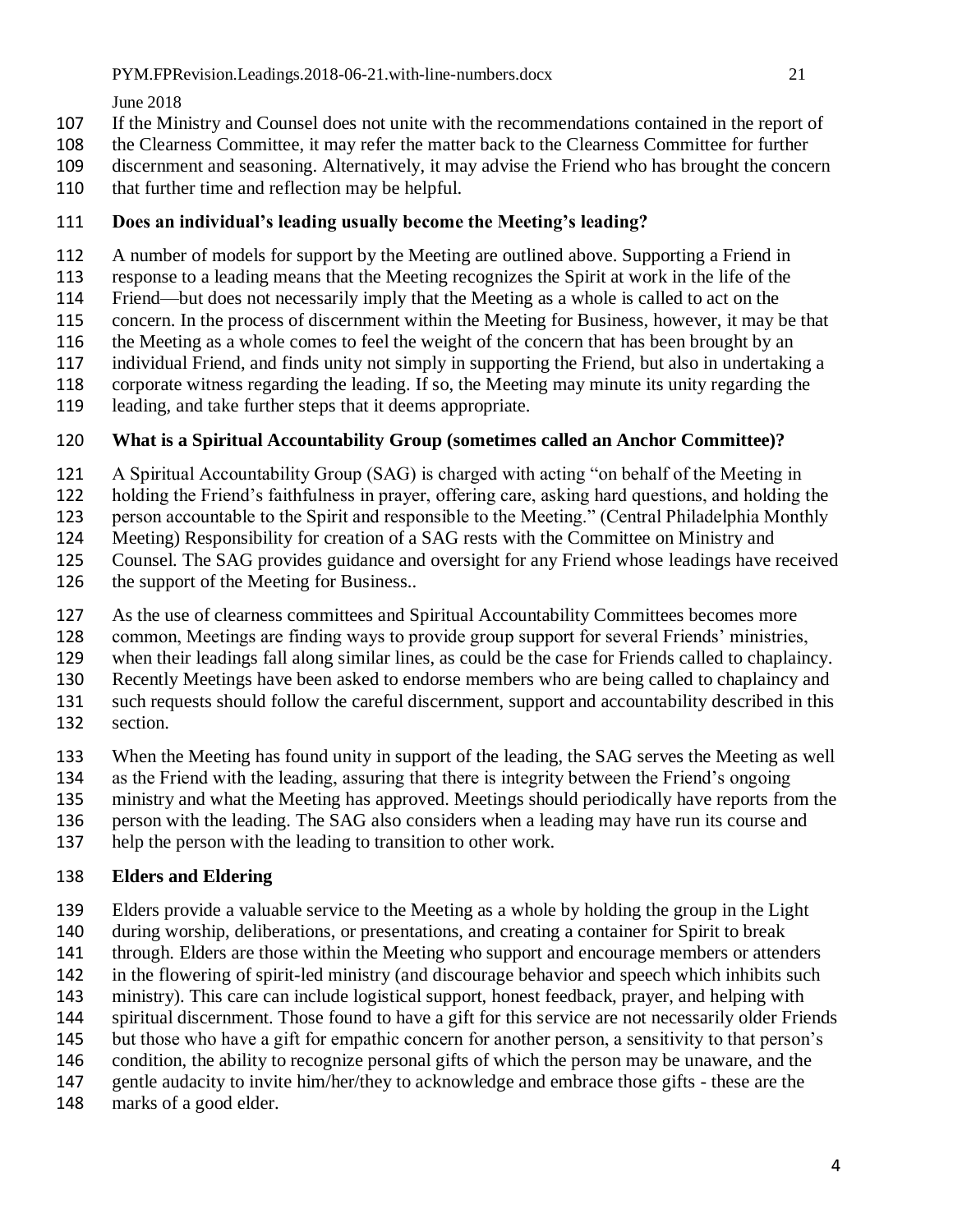If the Ministry and Counsel does not unite with the recommendations contained in the report of the Clearness Committee, it may refer the matter back to the Clearness Committee for further discernment and seasoning. Alternatively, it may advise the Friend who has brought the concern that further time and reflection may be helpful.

**Does an individual's leading usually become the Meeting's leading?**

A number of models for support by the Meeting are outlined above. Supporting a Friend in response to a leading means that the Meeting recognizes the Spirit at work in the life of the Friend—but does not necessarily imply that the Meeting as a whole is called to act on the concern. In the process of discernment within the Meeting for Business, however, it may be that the Meeting as a whole comes to feel the weight of the concern that has been brought by an individual Friend, and finds unity not simply in supporting the Friend, but also in undertaking a corporate witness regarding the leading. If so, the Meeting may minute its unity regarding the leading, and take further steps that it deems appropriate.

**What is a Spiritual Accountability Group (sometimes called an Anchor Committee)?**

A Spiritual Accountability Group (SAG) is charged with acting "on behalf of the Meeting in holding the Friend's faithfulness in prayer, offering care, asking hard questions, and holding the person accountable to the Spirit and responsible to the Meeting." (Central Philadelphia Monthly Meeting) Responsibility for creation of a SAG rests with the Committee on Ministry and Counsel. The SAG provides guidance and oversight for any Friend whose leadings have received the support of the Meeting for Business..

As the use of clearness committees and Spiritual Accountability Committees becomes more common, Meetings are finding ways to provide group support for several Friends' ministries, when their leadings fall along similar lines, as could be the case for Friends called to chaplaincy. Recently Meetings have been asked to endorse members who are being called to chaplaincy and such requests should follow the careful discernment, support and accountability described in this section.

When the Meeting has found unity in support of the leading, the SAG serves the Meeting as well as the Friend with the leading, assuring that there is integrity between the Friend's ongoing ministry and what the Meeting has approved. Meetings should periodically have reports from the person with the leading. The SAG also considers when a leading may have run its course and help the person with the leading to transition to other work.

**Elders and Eldering**

Elders provide a valuable service to the Meeting as a whole by holding the group in the Light during worship, deliberations, or presentations, and creating a container for Spirit to break through. Elders are those within the Meeting who support and encourage members or attenders in the flowering of spirit-led ministry (and discourage behavior and speech which inhibits such ministry). This care can include logistical support, honest feedback, prayer, and helping with spiritual discernment. Those found to have a gift for this service are not necessarily older Friends but those who have a gift for empathic concern for another person, a sensitivity to that person's condition, the ability to recognize personal gifts of which the person may be unaware, and the gentle audacity to invite him/her/they to acknowledge and embrace those gifts - these are the marks of a good elder.